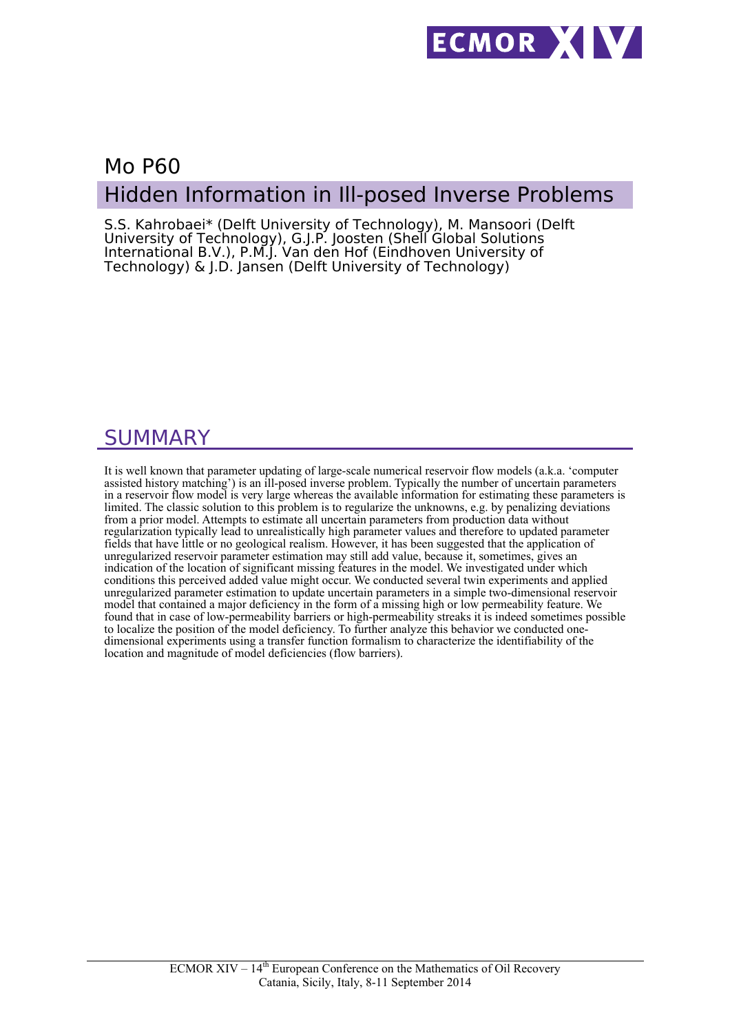Mo P60

# Hidden Information in Ill-posed Inverse Problems

S.S. Kahrobaei* (Delft University of Technology), M. Mansoori (Delft University of Technology), G.J.P. Joosten (Shell Global Solutions International B.V.), P.M.J. Van den Hof (Eindhoven University of Technology) & J.D. Jansen (Delft University of Technology)

## SUMMARY

It is well known that parameter updating of large-scale numerical reservoir flow models (a.k.a. 'computer assisted history matching') is an ill-posed inverse problem. Typically the number of uncertain parameters in a reservoir flow model is very large whereas the available information for estimating these parameters is limited. The classic solution to this problem is to regularize the unknowns, e.g. by penalizing deviations from a prior model. Attempts to estimate all uncertain parameters from production data without regularization typically lead to unrealistically high parameter values and therefore to updated parameter fields that have little or no geological realism. However, it has been suggested that the application of unregularized reservoir parameter estimation may still add value, because it, sometimes, gives an indication of the location of significant missing features in the model. We investigated under which conditions this perceived added value might occur. We conducted several twin experiments and applied unregularized parameter estimation to update uncertain parameters in a simple two-dimensional reservoir model that contained a major deficiency in the form of a missing high or low permeability feature. We found that in case of low-permeability barriers or high-permeability streaks it is indeed sometimes possible to localize the position of the model deficiency. To further analyze this behavior we conducted one-dimensional experiments using a transfer function formalism to characterize the identifiability of the location and magnitude of model deficiencies (flow barriers).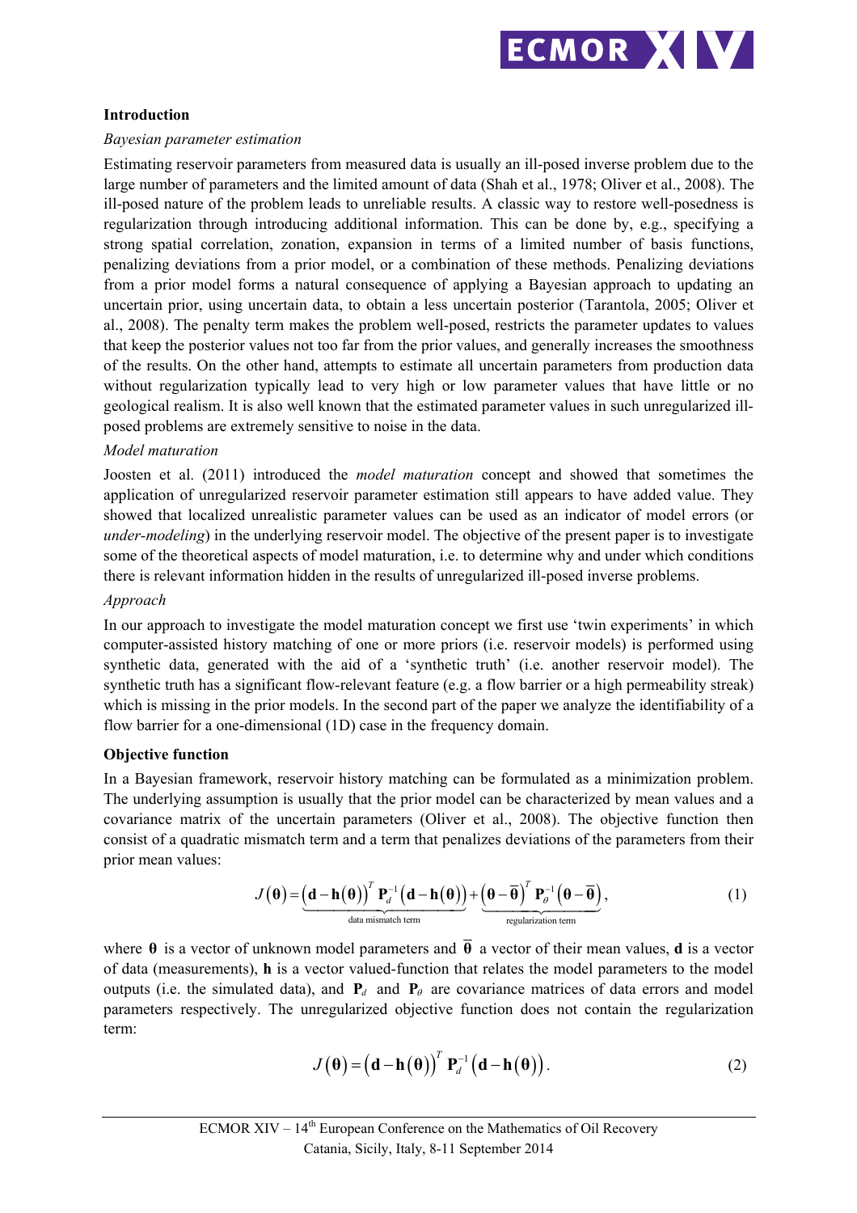## Introduction

*Bayesian parameter estimation*

Estimating reservoir parameters from measured data is usually an ill-posed inverse problem due to the large number of parameters and the limited amount of data (Shah et al., 1978; Oliver et al., 2008). The ill-posed nature of the problem leads to unreliable results. A classic way to restore well-posedness is regularization through introducing additional information. This can be done by, e.g., specifying a strong spatial correlation, zonation, expansion in terms of a limited number of basis functions, penalizing deviations from a prior model, or a combination of these methods. Penalizing deviations from a prior model forms a natural consequence of applying a Bayesian approach to updating an uncertain prior, using uncertain data, to obtain a less uncertain posterior (Tarantola, 2005; Oliver et al., 2008). The penalty term makes the problem well-posed, restricts the parameter updates to values that keep the posterior values not too far from the prior values, and generally increases the smoothness of the results. On the other hand, attempts to estimate all uncertain parameters from production data without regularization typically lead to very high or low parameter values that have little or no geological realism. It is also well known that the estimated parameter values in such unregularized ill-posed problems are extremely sensitive to noise in the data.

*Model maturation*

Joosten et al. (2011) introduced the *model maturation* concept and showed that sometimes the application of unregularized reservoir parameter estimation still appears to have added value. They showed that localized unrealistic parameter values can be used as an indicator of model errors (or *under-modeling*) in the underlying reservoir model. The objective of the present paper is to investigate some of the theoretical aspects of model maturation, i.e. to determine why and under which conditions there is relevant information hidden in the results of unregularized ill-posed inverse problems.

*Approach*

In our approach to investigate the model maturation concept we first use 'twin experiments' in which computer-assisted history matching of one or more priors (i.e. reservoir models) is performed using synthetic data, generated with the aid of a 'synthetic truth' (i.e. another reservoir model). The synthetic truth has a significant flow-relevant feature (e.g. a flow barrier or a high permeability streak) which is missing in the prior models. In the second part of the paper we analyze the identifiability of a flow barrier for a one-dimensional (1D) case in the frequency domain.

## Objective function

In a Bayesian framework, reservoir history matching can be formulated as a minimization problem. The underlying assumption is usually that the prior model can be characterized by mean values and a covariance matrix of the uncertain parameters (Oliver et al., 2008). The objective function then consist of a quadratic mismatch term and a term that penalizes deviations of the parameters from their prior mean values:

$$J(\boldsymbol{\theta}) = \underbrace{\left(\mathbf{d}-\mathbf{h}(\boldsymbol{\theta})\right)^T \mathbf{P}_d^{-1}\left(\mathbf{d}-\mathbf{h}(\boldsymbol{\theta})\right)}_{\text{data mismatch term}} + \underbrace{\left(\boldsymbol{\theta}-\overline{\boldsymbol{\theta}}\right)^T \mathbf{P}_\theta^{-1}\left(\boldsymbol{\theta}-\overline{\boldsymbol{\theta}}\right)}_{\text{regularization term}}, \tag{1}$$

where $\boldsymbol{\theta}$ is a vector of unknown model parameters and $\overline{\boldsymbol{\theta}}$ a vector of their mean values, $\mathbf{d}$ is a vector of data (measurements), $\mathbf{h}$ is a vector valued-function that relates the model parameters to the model outputs (i.e. the simulated data), and $\mathbf{P}_d$ and $\mathbf{P}_\theta$ are covariance matrices of data errors and model parameters respectively. The unregularized objective function does not contain the regularization term:

$$J(\boldsymbol{\theta}) = \left(\mathbf{d}-\mathbf{h}(\boldsymbol{\theta})\right)^T \mathbf{P}_d^{-1}\left(\mathbf{d}-\mathbf{h}(\boldsymbol{\theta})\right). \tag{2}$$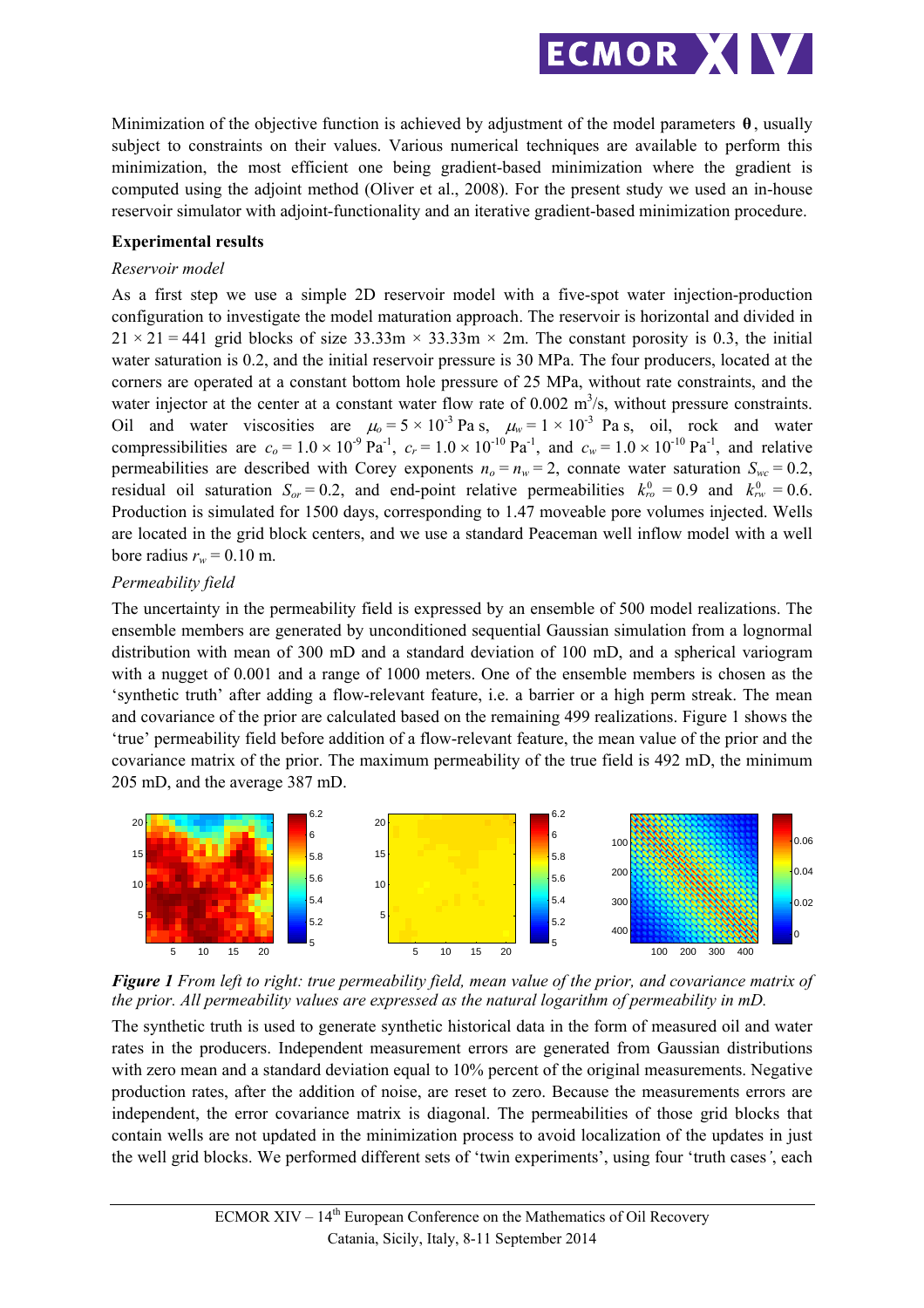Minimization of the objective function is achieved by adjustment of the model parameters $\boldsymbol{\theta}$, usually subject to constraints on their values. Various numerical techniques are available to perform this minimization, the most efficient one being gradient-based minimization where the gradient is computed using the adjoint method (Oliver et al., 2008). For the present study we used an in-house reservoir simulator with adjoint-functionality and an iterative gradient-based minimization procedure.

**Experimental results**

*Reservoir model*

As a first step we use a simple 2D reservoir model with a five-spot water injection-production configuration to investigate the model maturation approach. The reservoir is horizontal and divided in $21 \times 21 = 441$ grid blocks of size 33.33m × 33.33m × 2m. The constant porosity is 0.3, the initial water saturation is 0.2, and the initial reservoir pressure is 30 MPa. The four producers, located at the corners are operated at a constant bottom hole pressure of 25 MPa, without rate constraints, and the water injector at the center at a constant water flow rate of 0.002 $m^3$/s, without pressure constraints. Oil and water viscosities are $\mu_o = 5 \times 10^{-3}$ Pa s, $\mu_w = 1 \times 10^{-3}$ Pa s, oil, rock and water compressibilities are $c_o = 1.0 \times 10^{-9}$ Pa$^{-1}$, $c_r = 1.0 \times 10^{-10}$ Pa$^{-1}$, and $c_w = 1.0 \times 10^{-10}$ Pa$^{-1}$, and relative permeabilities are described with Corey exponents $n_o = n_w = 2$, connate water saturation $S_{wc} = 0.2$, residual oil saturation $S_{or} = 0.2$, and end-point relative permeabilities $k^0_{ro} = 0.9$ and $k^0_{rw} = 0.6$. Production is simulated for 1500 days, corresponding to 1.47 moveable pore volumes injected. Wells are located in the grid block centers, and we use a standard Peaceman well inflow model with a well bore radius $r_w = 0.10$ m.

*Permeability field*

The uncertainty in the permeability field is expressed by an ensemble of 500 model realizations. The ensemble members are generated by unconditioned sequential Gaussian simulation from a lognormal distribution with mean of 300 mD and a standard deviation of 100 mD, and a spherical variogram with a nugget of 0.001 and a range of 1000 meters. One of the ensemble members is chosen as the 'synthetic truth' after adding a flow-relevant feature, i.e. a barrier or a high perm streak. The mean and covariance of the prior are calculated based on the remaining 499 realizations. Figure 1 shows the 'true' permeability field before addition of a flow-relevant feature, the mean value of the prior and the covariance matrix of the prior. The maximum permeability of the true field is 492 mD, the minimum 205 mD, and the average 387 mD.

***Figure 1*** *From left to right: true permeability field, mean value of the prior, and covariance matrix of the prior. All permeability values are expressed as the natural logarithm of permeability in mD.*

The synthetic truth is used to generate synthetic historical data in the form of measured oil and water rates in the producers. Independent measurement errors are generated from Gaussian distributions with zero mean and a standard deviation equal to 10% percent of the original measurements. Negative production rates, after the addition of noise, are reset to zero. Because the measurements errors are independent, the error covariance matrix is diagonal. The permeabilities of those grid blocks that contain wells are not updated in the minimization process to avoid localization of the updates in just the well grid blocks. We performed different sets of 'twin experiments', using four 'truth cases', each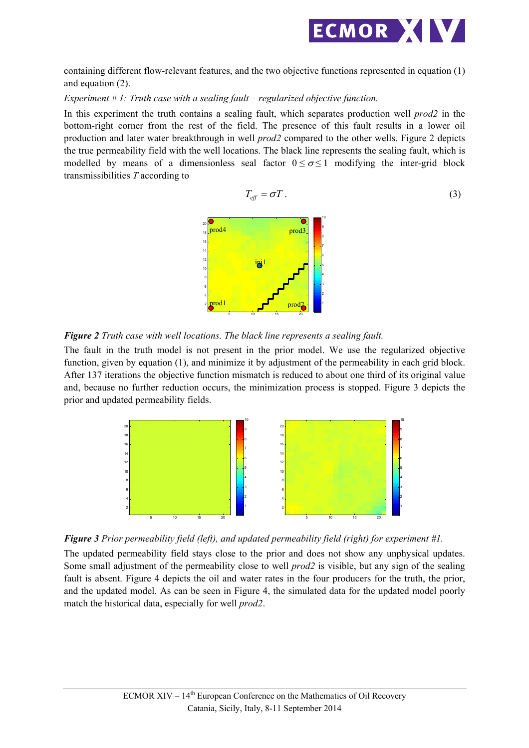containing different flow-relevant features, and the two objective functions represented in equation (1) and equation (2).

*Experiment # 1: Truth case with a sealing fault – regularized objective function.*

In this experiment the truth contains a sealing fault, which separates production well *prod2* in the bottom-right corner from the rest of the field. The presence of this fault results in a lower oil production and later water breakthrough in well *prod2* compared to the other wells. Figure 2 depicts the true permeability field with the well locations. The black line represents the sealing fault, which is modelled by means of a dimensionless seal factor $0 \leq \sigma \leq 1$ modifying the inter-grid block transmissibilities $T$ according to

$$T_{eff} = \sigma T \,. \tag{3}$$

***Figure 2*** *Truth case with well locations. The black line represents a sealing fault.*

The fault in the truth model is not present in the prior model. We use the regularized objective function, given by equation (1), and minimize it by adjustment of the permeability in each grid block. After 137 iterations the objective function mismatch is reduced to about one third of its original value and, because no further reduction occurs, the minimization process is stopped. Figure 3 depicts the prior and updated permeability fields.

***Figure 3*** *Prior permeability field (left), and updated permeability field (right) for experiment #1.*

The updated permeability field stays close to the prior and does not show any unphysical updates. Some small adjustment of the permeability close to well *prod2* is visible, but any sign of the sealing fault is absent. Figure 4 depicts the oil and water rates in the four producers for the truth, the prior, and the updated model. As can be seen in Figure 4, the simulated data for the updated model poorly match the historical data, especially for well *prod2*.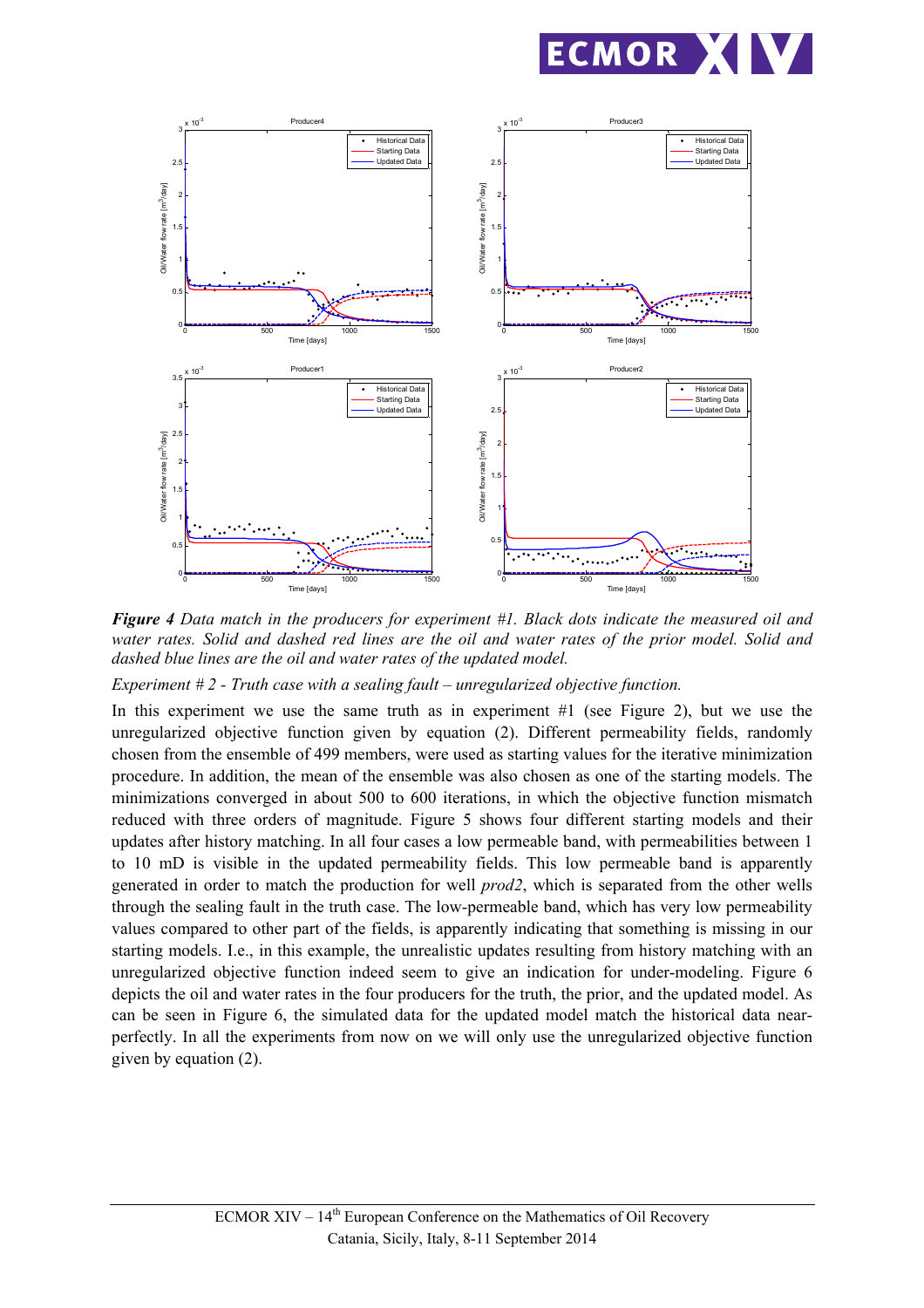***Figure 4** Data match in the producers for experiment #1. Black dots indicate the measured oil and water rates. Solid and dashed red lines are the oil and water rates of the prior model. Solid and dashed blue lines are the oil and water rates of the updated model.*

*Experiment # 2 - Truth case with a sealing fault – unregularized objective function.*

In this experiment we use the same truth as in experiment #1 (see Figure 2), but we use the unregularized objective function given by equation (2). Different permeability fields, randomly chosen from the ensemble of 499 members, were used as starting values for the iterative minimization procedure. In addition, the mean of the ensemble was also chosen as one of the starting models. The minimizations converged in about 500 to 600 iterations, in which the objective function mismatch reduced with three orders of magnitude. Figure 5 shows four different starting models and their updates after history matching. In all four cases a low permeable band, with permeabilities between 1 to 10 mD is visible in the updated permeability fields. This low permeable band is apparently generated in order to match the production for well *prod2*, which is separated from the other wells through the sealing fault in the truth case. The low-permeable band, which has very low permeability values compared to other part of the fields, is apparently indicating that something is missing in our starting models. I.e., in this example, the unrealistic updates resulting from history matching with an unregularized objective function indeed seem to give an indication for under-modeling. Figure 6 depicts the oil and water rates in the four producers for the truth, the prior, and the updated model. As can be seen in Figure 6, the simulated data for the updated model match the historical data near-perfectly. In all the experiments from now on we will only use the unregularized objective function given by equation (2).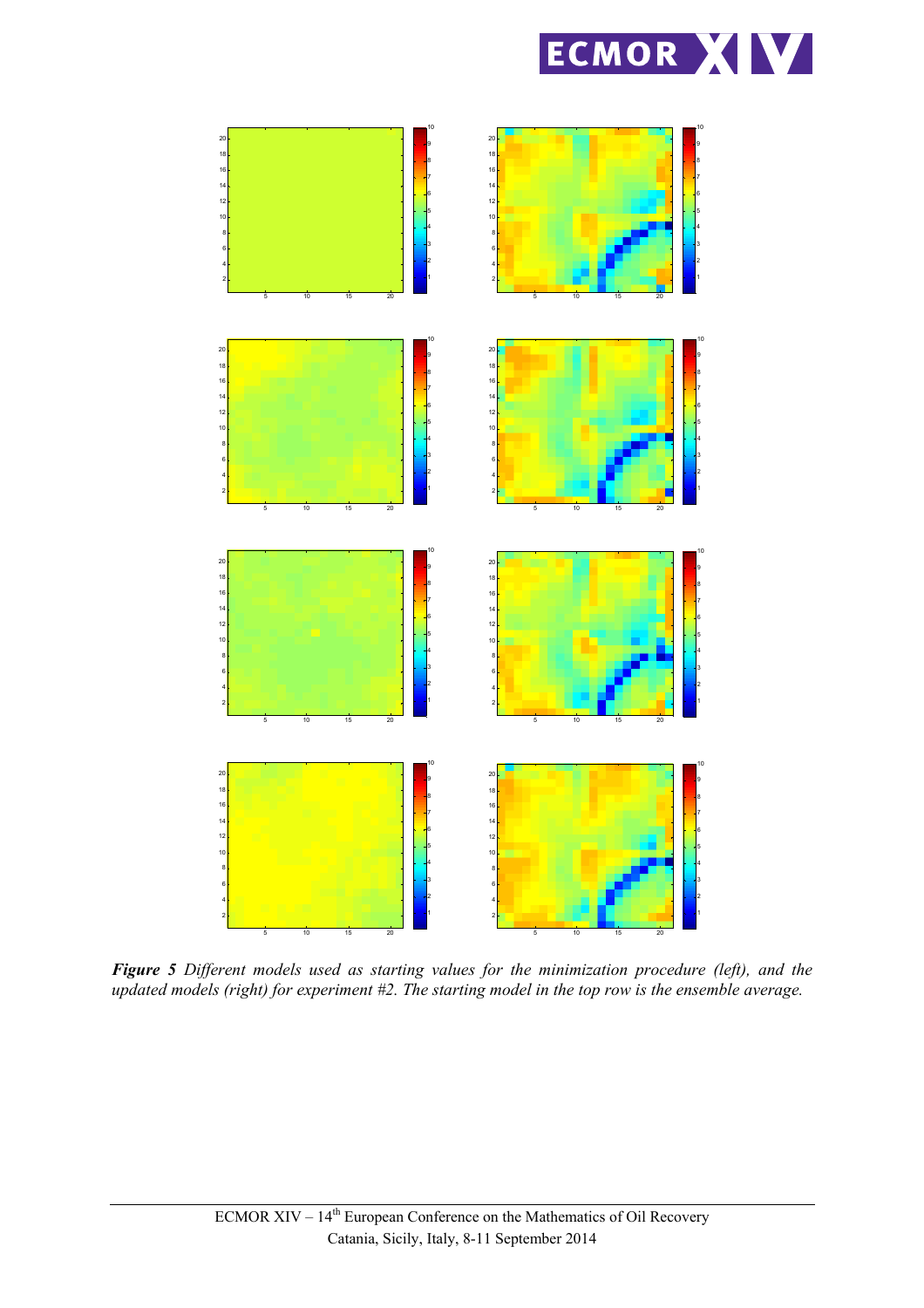***Figure 5*** *Different models used as starting values for the minimization procedure (left), and the updated models (right) for experiment #2. The starting model in the top row is the ensemble average.*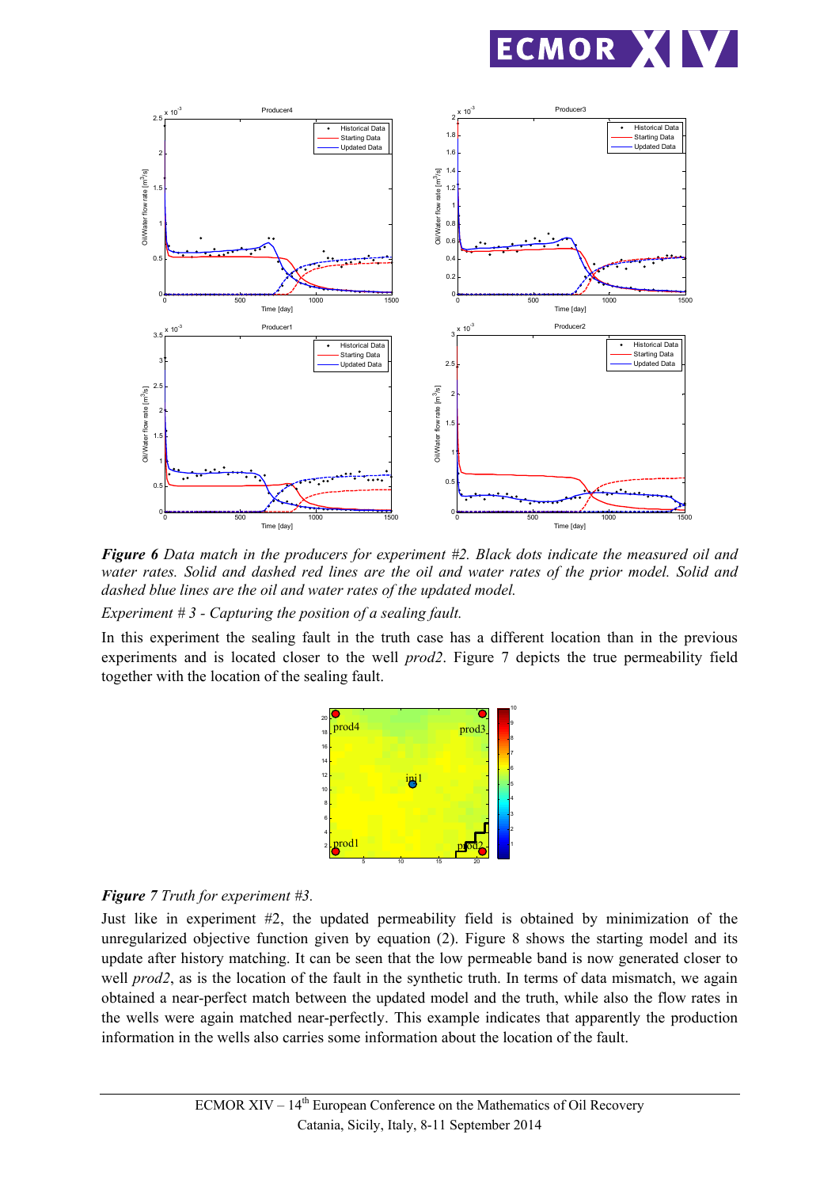***Figure 6*** *Data match in the producers for experiment #2. Black dots indicate the measured oil and water rates. Solid and dashed red lines are the oil and water rates of the prior model. Solid and dashed blue lines are the oil and water rates of the updated model.*

*Experiment # 3 - Capturing the position of a sealing fault.*

In this experiment the sealing fault in the truth case has a different location than in the previous experiments and is located closer to the well *prod2*. Figure 7 depicts the true permeability field together with the location of the sealing fault.

***Figure 7*** *Truth for experiment #3.*

Just like in experiment #2, the updated permeability field is obtained by minimization of the unregularized objective function given by equation (2). Figure 8 shows the starting model and its update after history matching. It can be seen that the low permeable band is now generated closer to well *prod2*, as is the location of the fault in the synthetic truth. In terms of data mismatch, we again obtained a near-perfect match between the updated model and the truth, while also the flow rates in the wells were again matched near-perfectly. This example indicates that apparently the production information in the wells also carries some information about the location of the fault.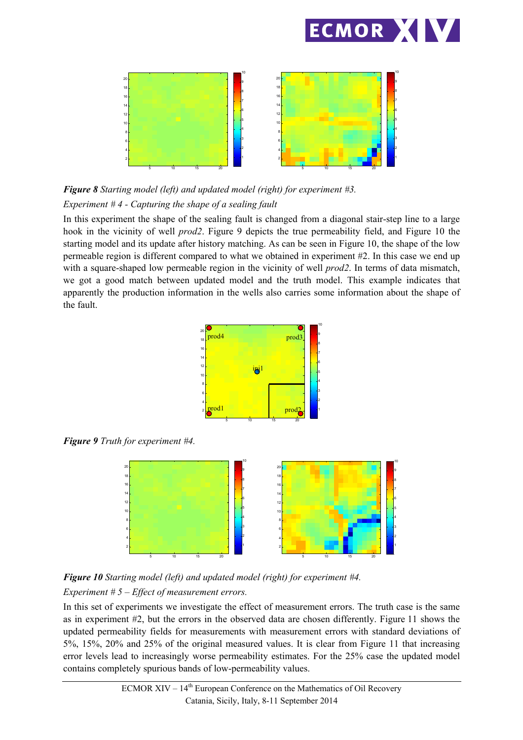***Figure 8*** *Starting model (left) and updated model (right) for experiment #3.*

*Experiment # 4 - Capturing the shape of a sealing fault*

In this experiment the shape of the sealing fault is changed from a diagonal stair-step line to a large hook in the vicinity of well *prod2*. Figure 9 depicts the true permeability field, and Figure 10 the starting model and its update after history matching. As can be seen in Figure 10, the shape of the low permeable region is different compared to what we obtained in experiment #2. In this case we end up with a square-shaped low permeable region in the vicinity of well *prod2*. In terms of data mismatch, we got a good match between updated model and the truth model. This example indicates that apparently the production information in the wells also carries some information about the shape of the fault.

***Figure 9*** *Truth for experiment #4.*

***Figure 10*** *Starting model (left) and updated model (right) for experiment #4.*

*Experiment # 5 – Effect of measurement errors.*

In this set of experiments we investigate the effect of measurement errors. The truth case is the same as in experiment #2, but the errors in the observed data are chosen differently. Figure 11 shows the updated permeability fields for measurements with measurement errors with standard deviations of 5%, 15%, 20% and 25% of the original measured values. It is clear from Figure 11 that increasing error levels lead to increasingly worse permeability estimates. For the 25% case the updated model contains completely spurious bands of low-permeability values.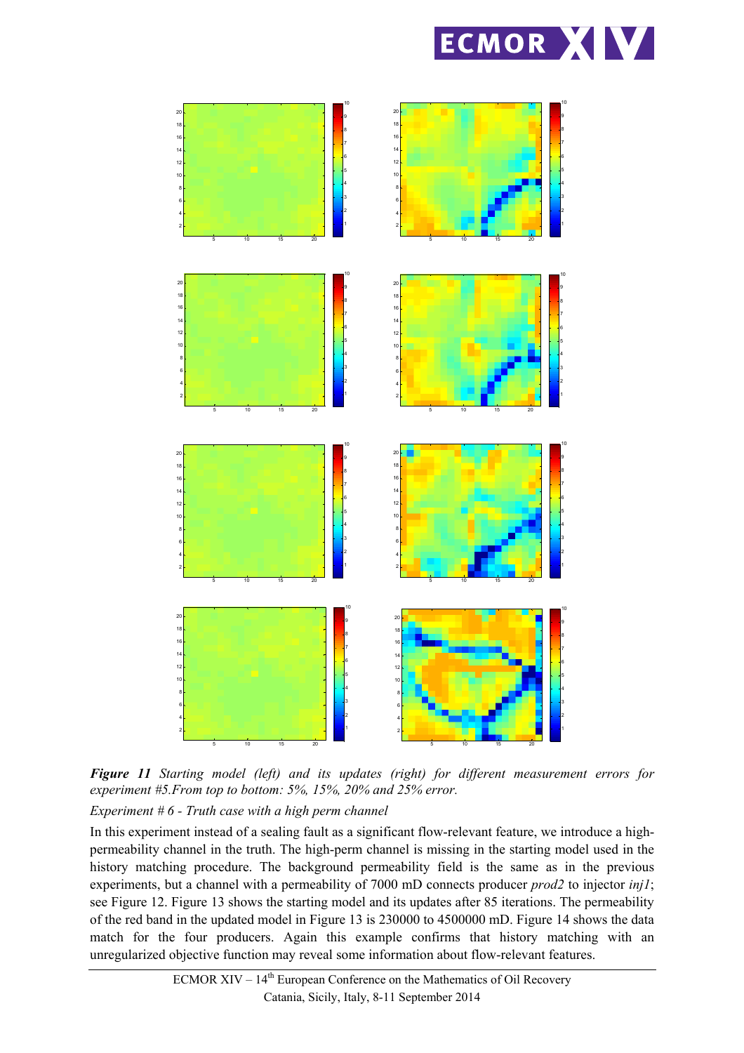**Figure 11** *Starting model (left) and its updates (right) for different measurement errors for experiment #5.From top to bottom: 5%, 15%, 20% and 25% error.*

*Experiment # 6 - Truth case with a high perm channel*

In this experiment instead of a sealing fault as a significant flow-relevant feature, we introduce a high-permeability channel in the truth. The high-perm channel is missing in the starting model used in the history matching procedure. The background permeability field is the same as in the previous experiments, but a channel with a permeability of 7000 mD connects producer *prod2* to injector *inj1*; see Figure 12. Figure 13 shows the starting model and its updates after 85 iterations. The permeability of the red band in the updated model in Figure 13 is 230000 to 4500000 mD. Figure 14 shows the data match for the four producers. Again this example confirms that history matching with an unregularized objective function may reveal some information about flow-relevant features.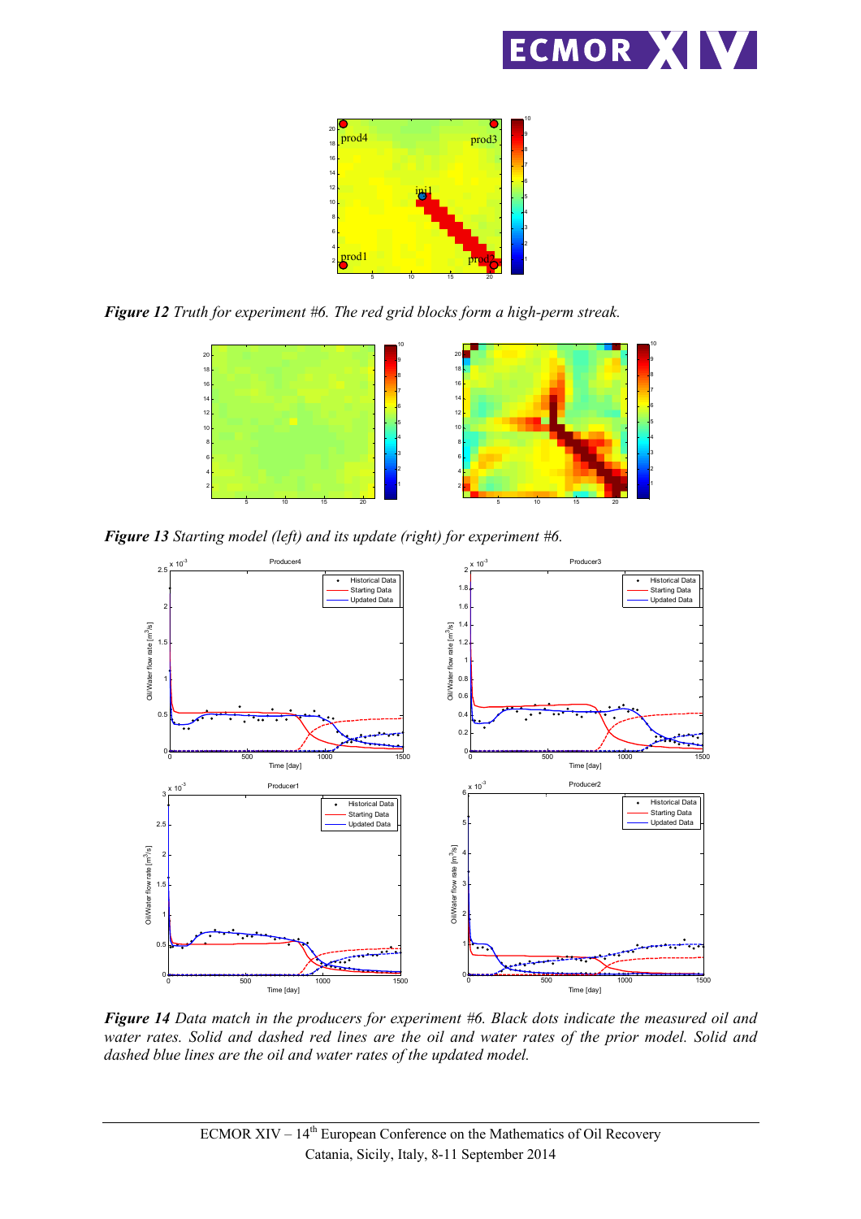***Figure 12*** *Truth for experiment #6. The red grid blocks form a high-perm streak.*

***Figure 13*** *Starting model (left) and its update (right) for experiment #6.*

***Figure 14*** *Data match in the producers for experiment #6. Black dots indicate the measured oil and water rates. Solid and dashed red lines are the oil and water rates of the prior model. Solid and dashed blue lines are the oil and water rates of the updated model.*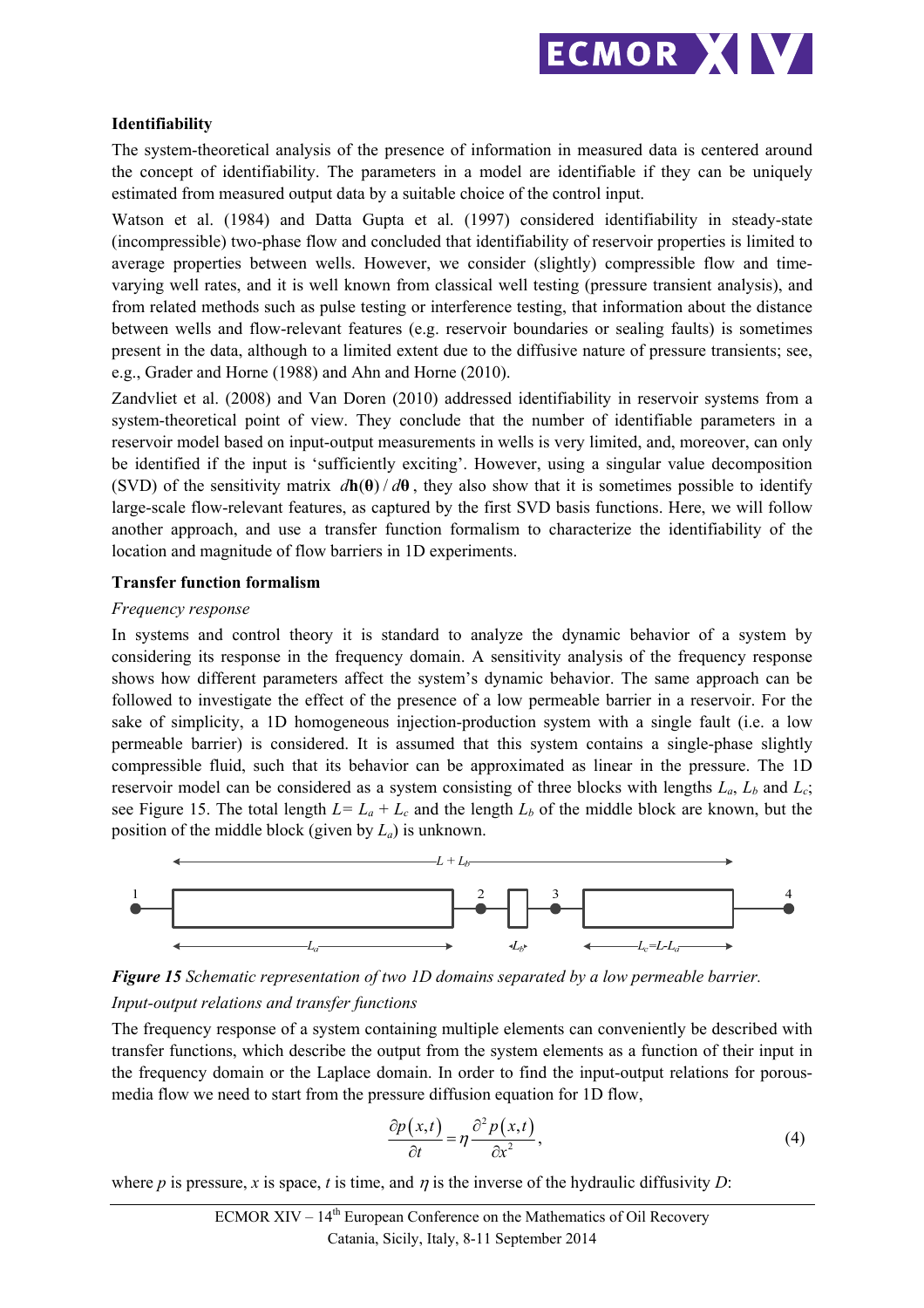### Identifiability

The system-theoretical analysis of the presence of information in measured data is centered around the concept of identifiability. The parameters in a model are identifiable if they can be uniquely estimated from measured output data by a suitable choice of the control input.

Watson et al. (1984) and Datta Gupta et al. (1997) considered identifiability in steady-state (incompressible) two-phase flow and concluded that identifiability of reservoir properties is limited to average properties between wells. However, we consider (slightly) compressible flow and time-varying well rates, and it is well known from classical well testing (pressure transient analysis), and from related methods such as pulse testing or interference testing, that information about the distance between wells and flow-relevant features (e.g. reservoir boundaries or sealing faults) is sometimes present in the data, although to a limited extent due to the diffusive nature of pressure transients; see, e.g., Grader and Horne (1988) and Ahn and Horne (2010).

Zandvliet et al. (2008) and Van Doren (2010) addressed identifiability in reservoir systems from a system-theoretical point of view. They conclude that the number of identifiable parameters in a reservoir model based on input-output measurements in wells is very limited, and, moreover, can only be identified if the input is 'sufficiently exciting'. However, using a singular value decomposition (SVD) of the sensitivity matrix $d\mathbf{h}(\boldsymbol{\theta})/d\boldsymbol{\theta}$, they also show that it is sometimes possible to identify large-scale flow-relevant features, as captured by the first SVD basis functions. Here, we will follow another approach, and use a transfer function formalism to characterize the identifiability of the location and magnitude of flow barriers in 1D experiments.

### Transfer function formalism

*Frequency response*

In systems and control theory it is standard to analyze the dynamic behavior of a system by considering its response in the frequency domain. A sensitivity analysis of the frequency response shows how different parameters affect the system's dynamic behavior. The same approach can be followed to investigate the effect of the presence of a low permeable barrier in a reservoir. For the sake of simplicity, a 1D homogeneous injection-production system with a single fault (i.e. a low permeable barrier) is considered. It is assumed that this system contains a single-phase slightly compressible fluid, such that its behavior can be approximated as linear in the pressure. The 1D reservoir model can be considered as a system consisting of three blocks with lengths $L_a$, $L_b$ and $L_c$; see Figure 15. The total length $L = L_a + L_c$ and the length $L_b$ of the middle block are known, but the position of the middle block (given by $L_a$) is unknown.

***Figure 15*** *Schematic representation of two 1D domains separated by a low permeable barrier.*

*Input-output relations and transfer functions*

The frequency response of a system containing multiple elements can conveniently be described with transfer functions, which describe the output from the system elements as a function of their input in the frequency domain or the Laplace domain. In order to find the input-output relations for porous-media flow we need to start from the pressure diffusion equation for 1D flow,

$$\frac{\partial p(x,t)}{\partial t} = \eta \frac{\partial^2 p(x,t)}{\partial x^2}, \tag{4}$$

where $p$ is pressure, $x$ is space, $t$ is time, and $\eta$ is the inverse of the hydraulic diffusivity $D$: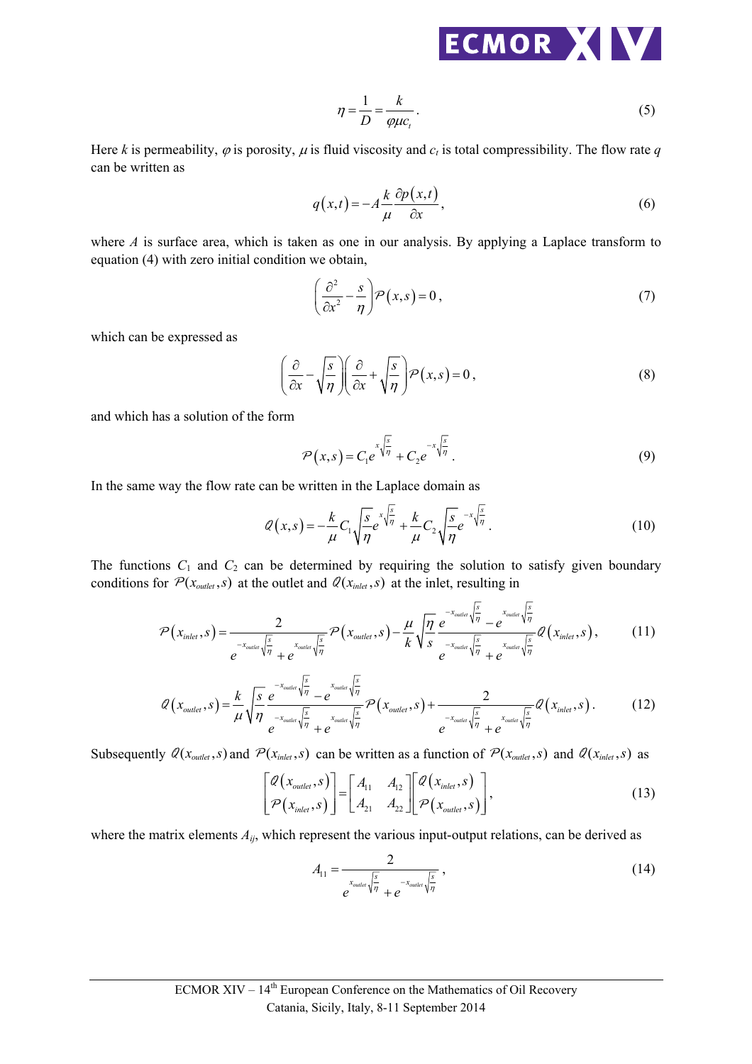$$\eta = \frac{1}{D} = \frac{k}{\varphi \mu c_t}. \tag{5}$$

Here $k$ is permeability, $\varphi$ is porosity, $\mu$ is fluid viscosity and $c_t$ is total compressibility. The flow rate $q$ can be written as

$$q(x,t) = -A \frac{k}{\mu} \frac{\partial p(x,t)}{\partial x}, \tag{6}$$

where $A$ is surface area, which is taken as one in our analysis. By applying a Laplace transform to equation (4) with zero initial condition we obtain,

$$\left( \frac{\partial^2}{\partial x^2} - \frac{s}{\eta} \right) \mathcal{P}(x,s) = 0, \tag{7}$$

which can be expressed as

$$\left( \frac{\partial}{\partial x} - \sqrt{\frac{s}{\eta}} \right) \left( \frac{\partial}{\partial x} + \sqrt{\frac{s}{\eta}} \right) \mathcal{P}(x,s) = 0, \tag{8}$$

and which has a solution of the form

$$\mathcal{P}(x,s) = C_1 e^{x\sqrt{\frac{s}{\eta}}} + C_2 e^{-x\sqrt{\frac{s}{\eta}}}. \tag{9}$$

In the same way the flow rate can be written in the Laplace domain as

$$\mathcal{Q}(x,s) = -\frac{k}{\mu} C_1 \sqrt{\frac{s}{\eta}} e^{x\sqrt{\frac{s}{\eta}}} + \frac{k}{\mu} C_2 \sqrt{\frac{s}{\eta}} e^{-x\sqrt{\frac{s}{\eta}}}. \tag{10}$$

The functions $C_1$ and $C_2$ can be determined by requiring the solution to satisfy given boundary conditions for $\mathcal{P}(x_{outlet},s)$ at the outlet and $\mathcal{Q}(x_{inlet},s)$ at the inlet, resulting in

$$\mathcal{P}(x_{inlet},s) = \frac{2}{e^{-x_{outlet}\sqrt{\frac{s}{\eta}}} + e^{x_{outlet}\sqrt{\frac{s}{\eta}}}} \mathcal{P}(x_{outlet},s) - \frac{\mu}{k} \sqrt{\frac{\eta}{s}} \frac{e^{-x_{outlet}\sqrt{\frac{s}{\eta}}} - e^{x_{outlet}\sqrt{\frac{s}{\eta}}}}{e^{-x_{outlet}\sqrt{\frac{s}{\eta}}} + e^{x_{outlet}\sqrt{\frac{s}{\eta}}}} \mathcal{Q}(x_{inlet},s), \tag{11}$$

$$\mathcal{Q}(x_{outlet},s) = \frac{k}{\mu} \sqrt{\frac{s}{\eta}} \frac{e^{-x_{outlet}\sqrt{\frac{s}{\eta}}} - e^{x_{outlet}\sqrt{\frac{s}{\eta}}}}{e^{-x_{outlet}\sqrt{\frac{s}{\eta}}} + e^{x_{outlet}\sqrt{\frac{s}{\eta}}}} \mathcal{P}(x_{outlet},s) + \frac{2}{e^{-x_{outlet}\sqrt{\frac{s}{\eta}}} + e^{x_{outlet}\sqrt{\frac{s}{\eta}}}} \mathcal{Q}(x_{inlet},s). \tag{12}$$

Subsequently $\mathcal{Q}(x_{outlet},s)$ and $\mathcal{P}(x_{inlet},s)$ can be written as a function of $\mathcal{P}(x_{outlet},s)$ and $\mathcal{Q}(x_{inlet},s)$ as

$$\begin{bmatrix} \mathcal{Q}(x_{outlet},s) \\ \mathcal{P}(x_{inlet},s) \end{bmatrix} = \begin{bmatrix} A_{11} & A_{12} \\ A_{21} & A_{22} \end{bmatrix} \begin{bmatrix} \mathcal{Q}(x_{inlet},s) \\ \mathcal{P}(x_{outlet},s) \end{bmatrix}, \tag{13}$$

where the matrix elements $A_{ij}$, which represent the various input-output relations, can be derived as

$$A_{11} = \frac{2}{e^{x_{outlet}\sqrt{\frac{s}{\eta}}} + e^{-x_{outlet}\sqrt{\frac{s}{\eta}}}}, \tag{14}$$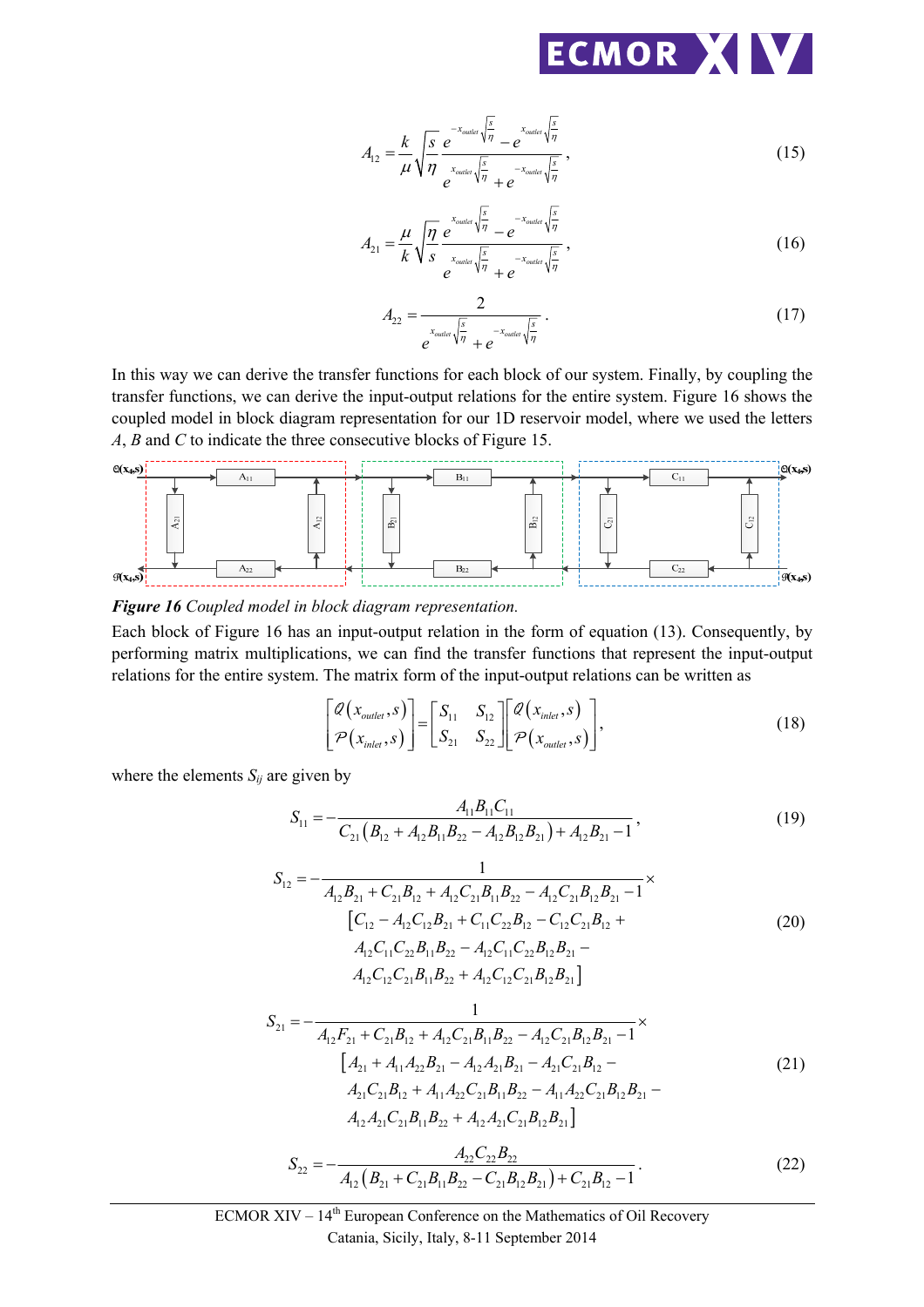$$A_{12} = \frac{k}{\mu}\sqrt{\frac{s}{\eta}}\frac{e^{-x_{outlet}\sqrt{\frac{s}{\eta}}} - e^{x_{outlet}\sqrt{\frac{s}{\eta}}}}{e^{x_{outlet}\sqrt{\frac{s}{\eta}}} + e^{-x_{outlet}\sqrt{\frac{s}{\eta}}}}, \tag{15}$$

$$A_{21} = \frac{\mu}{k}\sqrt{\frac{\eta}{s}}\frac{e^{x_{outlet}\sqrt{\frac{s}{\eta}}} - e^{-x_{outlet}\sqrt{\frac{s}{\eta}}}}{e^{x_{outlet}\sqrt{\frac{s}{\eta}}} + e^{-x_{outlet}\sqrt{\frac{s}{\eta}}}}, \tag{16}$$

$$A_{22} = \frac{2}{e^{x_{outlet}\sqrt{\frac{s}{\eta}}} + e^{-x_{outlet}\sqrt{\frac{s}{\eta}}}}. \tag{17}$$

In this way we can derive the transfer functions for each block of our system. Finally, by coupling the transfer functions, we can derive the input-output relations for the entire system. Figure 16 shows the coupled model in block diagram representation for our 1D reservoir model, where we used the letters *A*, *B* and *C* to indicate the three consecutive blocks of Figure 15.

***Figure 16*** *Coupled model in block diagram representation.*

Each block of Figure 16 has an input-output relation in the form of equation (13). Consequently, by performing matrix multiplications, we can find the transfer functions that represent the input-output relations for the entire system. The matrix form of the input-output relations can be written as

$$\begin{bmatrix} \mathcal{Q}(x_{outlet}, s) \\ \mathcal{P}(x_{inlet}, s) \end{bmatrix} = \begin{bmatrix} S_{11} & S_{12} \\ S_{21} & S_{22} \end{bmatrix} \begin{bmatrix} \mathcal{Q}(x_{inlet}, s) \\ \mathcal{P}(x_{outlet}, s) \end{bmatrix}, \tag{18}$$

where the elements $S_{ij}$ are given by

$$S_{11} = -\frac{A_{11}B_{11}C_{11}}{C_{21}\left(B_{12} + A_{12}B_{11}B_{22} - A_{12}B_{12}B_{21}\right) + A_{12}B_{21} - 1}, \tag{19}$$

$$\begin{aligned} S_{12} = -&\frac{1}{A_{12}B_{21} + C_{21}B_{12} + A_{12}C_{21}B_{11}B_{22} - A_{12}C_{21}B_{12}B_{21} - 1} \times \\ &\left[C_{12} - A_{12}C_{12}B_{21} + C_{11}C_{22}B_{12} - C_{12}C_{21}B_{12} + \right. \\ &A_{12}C_{11}C_{22}B_{11}B_{22} - A_{12}C_{11}C_{22}B_{12}B_{21} - \\ &\left. A_{12}C_{12}C_{21}B_{11}B_{22} + A_{12}C_{12}C_{21}B_{12}B_{21}\right] \end{aligned} \tag{20}$$

$$\begin{aligned} S_{21} = -&\frac{1}{A_{12}F_{21} + C_{21}B_{12} + A_{12}C_{21}B_{11}B_{22} - A_{12}C_{21}B_{12}B_{21} - 1} \times \\ &\left[A_{21} + A_{11}A_{22}B_{21} - A_{12}A_{21}B_{21} - A_{21}C_{21}B_{12} - \right. \\ &A_{21}C_{21}B_{12} + A_{11}A_{22}C_{21}B_{11}B_{22} - A_{11}A_{22}C_{21}B_{12}B_{21} - \\ &\left. A_{12}A_{21}C_{21}B_{11}B_{22} + A_{12}A_{21}C_{21}B_{12}B_{21}\right] \end{aligned} \tag{21}$$

$$S_{22} = -\frac{A_{22}C_{22}B_{22}}{A_{12}\left(B_{21} + C_{21}B_{11}B_{22} - C_{21}B_{12}B_{21}\right) + C_{21}B_{12} - 1}. \tag{22}$$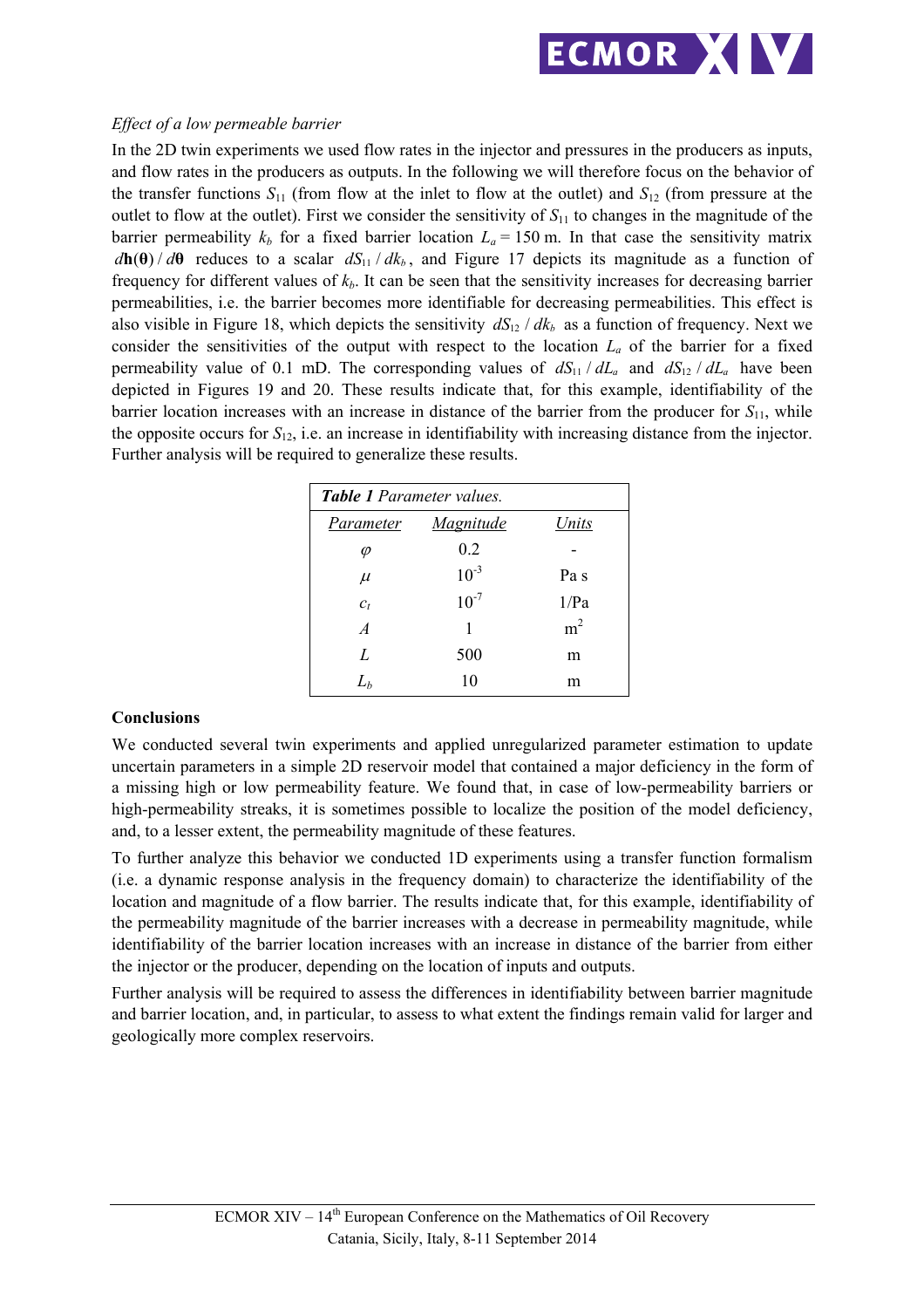*Effect of a low permeable barrier*

In the 2D twin experiments we used flow rates in the injector and pressures in the producers as inputs, and flow rates in the producers as outputs. In the following we will therefore focus on the behavior of the transfer functions $S_{11}$ (from flow at the inlet to flow at the outlet) and $S_{12}$ (from pressure at the outlet to flow at the outlet). First we consider the sensitivity of $S_{11}$ to changes in the magnitude of the barrier permeability $k_b$ for a fixed barrier location $L_a = 150$ m. In that case the sensitivity matrix $d\mathbf{h}(\boldsymbol{\theta})/d\boldsymbol{\theta}$ reduces to a scalar $dS_{11}/dk_b$, and Figure 17 depicts its magnitude as a function of frequency for different values of $k_b$. It can be seen that the sensitivity increases for decreasing barrier permeabilities, i.e. the barrier becomes more identifiable for decreasing permeabilities. This effect is also visible in Figure 18, which depicts the sensitivity $dS_{12}/dk_b$ as a function of frequency. Next we consider the sensitivities of the output with respect to the location $L_a$ of the barrier for a fixed permeability value of 0.1 mD. The corresponding values of $dS_{11}/dL_a$ and $dS_{12}/dL_a$ have been depicted in Figures 19 and 20. These results indicate that, for this example, identifiability of the barrier location increases with an increase in distance of the barrier from the producer for $S_{11}$, while the opposite occurs for $S_{12}$, i.e. an increase in identifiability with increasing distance from the injector. Further analysis will be required to generalize these results.

***Table 1*** *Parameter values.*

| *Parameter* | *Magnitude* | *Units* |
|---|---|---|
| $\varphi$ | 0.2 | - |
| $\mu$ | $10^{-3}$ | Pa s |
| $c_t$ | $10^{-7}$ | 1/Pa |
| $A$ | 1 | m$^2$ |
| $L$ | 500 | m |
| $L_b$ | 10 | m |

**Conclusions**

We conducted several twin experiments and applied unregularized parameter estimation to update uncertain parameters in a simple 2D reservoir model that contained a major deficiency in the form of a missing high or low permeability feature. We found that, in case of low-permeability barriers or high-permeability streaks, it is sometimes possible to localize the position of the model deficiency, and, to a lesser extent, the permeability magnitude of these features.

To further analyze this behavior we conducted 1D experiments using a transfer function formalism (i.e. a dynamic response analysis in the frequency domain) to characterize the identifiability of the location and magnitude of a flow barrier. The results indicate that, for this example, identifiability of the permeability magnitude of the barrier increases with a decrease in permeability magnitude, while identifiability of the barrier location increases with an increase in distance of the barrier from either the injector or the producer, depending on the location of inputs and outputs.

Further analysis will be required to assess the differences in identifiability between barrier magnitude and barrier location, and, in particular, to assess to what extent the findings remain valid for larger and geologically more complex reservoirs.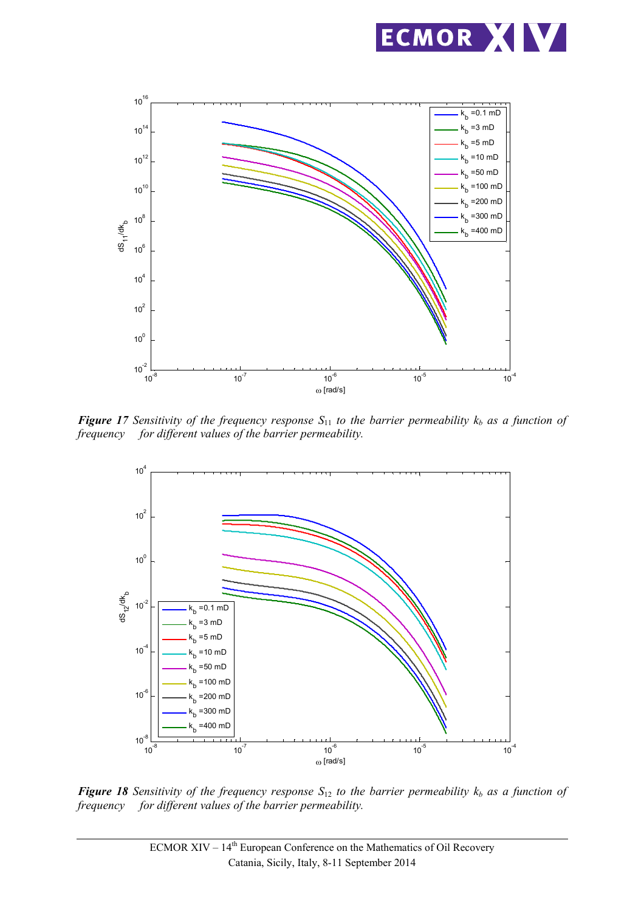***Figure 17*** *Sensitivity of the frequency response $S_{11}$ to the barrier permeability $k_b$ as a function of frequency  for different values of the barrier permeability.*

***Figure 18*** *Sensitivity of the frequency response $S_{12}$ to the barrier permeability $k_b$ as a function of frequency  for different values of the barrier permeability.*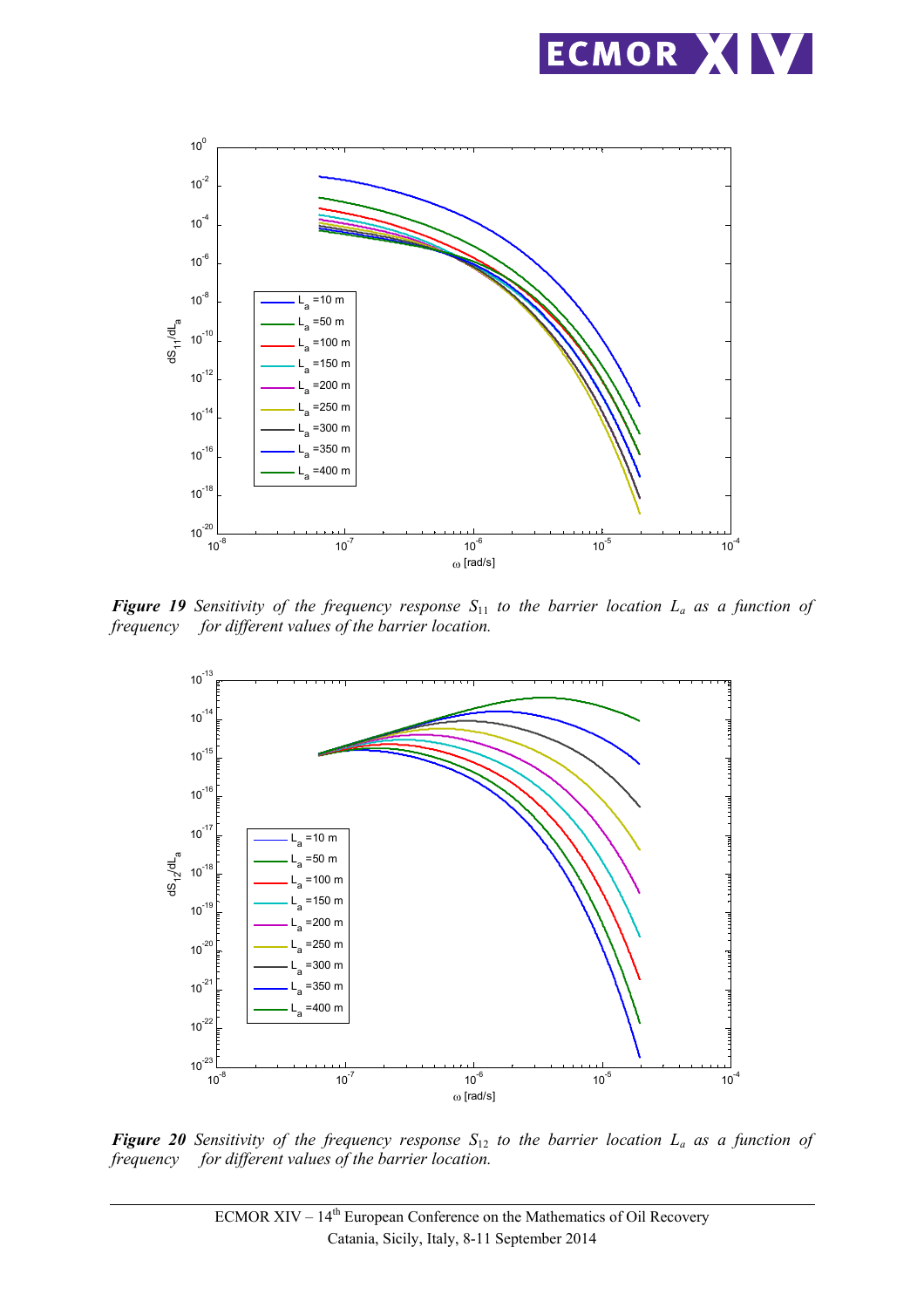***Figure 19*** *Sensitivity of the frequency response $S_{11}$ to the barrier location $L_a$ as a function of frequency for different values of the barrier location.*

***Figure 20*** *Sensitivity of the frequency response $S_{12}$ to the barrier location $L_a$ as a function of frequency for different values of the barrier location.*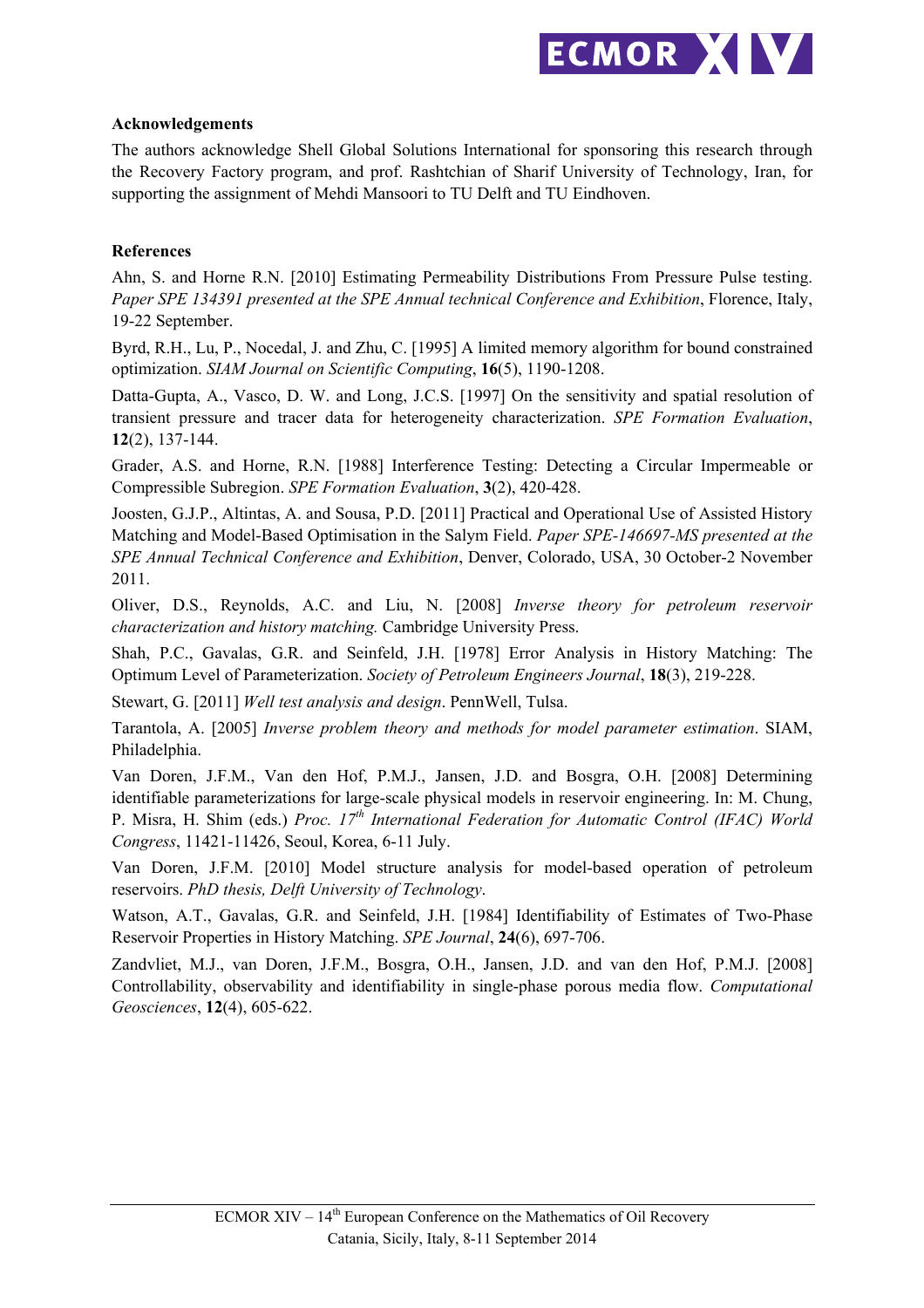## Acknowledgements

The authors acknowledge Shell Global Solutions International for sponsoring this research through the Recovery Factory program, and prof. Rashtchian of Sharif University of Technology, Iran, for supporting the assignment of Mehdi Mansoori to TU Delft and TU Eindhoven.

## References

Ahn, S. and Horne R.N. [2010] Estimating Permeability Distributions From Pressure Pulse testing. *Paper SPE 134391 presented at the SPE Annual technical Conference and Exhibition*, Florence, Italy, 19-22 September.

Byrd, R.H., Lu, P., Nocedal, J. and Zhu, C. [1995] A limited memory algorithm for bound constrained optimization. *SIAM Journal on Scientific Computing*, **16**(5), 1190-1208.

Datta-Gupta, A., Vasco, D. W. and Long, J.C.S. [1997] On the sensitivity and spatial resolution of transient pressure and tracer data for heterogeneity characterization. *SPE Formation Evaluation*, **12**(2), 137-144.

Grader, A.S. and Horne, R.N. [1988] Interference Testing: Detecting a Circular Impermeable or Compressible Subregion. *SPE Formation Evaluation*, **3**(2), 420-428.

Joosten, G.J.P., Altintas, A. and Sousa, P.D. [2011] Practical and Operational Use of Assisted History Matching and Model-Based Optimisation in the Salym Field. *Paper SPE-146697-MS presented at the SPE Annual Technical Conference and Exhibition*, Denver, Colorado, USA, 30 October-2 November 2011.

Oliver, D.S., Reynolds, A.C. and Liu, N. [2008] *Inverse theory for petroleum reservoir characterization and history matching.* Cambridge University Press.

Shah, P.C., Gavalas, G.R. and Seinfeld, J.H. [1978] Error Analysis in History Matching: The Optimum Level of Parameterization. *Society of Petroleum Engineers Journal*, **18**(3), 219-228.

Stewart, G. [2011] *Well test analysis and design*. PennWell, Tulsa.

Tarantola, A. [2005] *Inverse problem theory and methods for model parameter estimation*. SIAM, Philadelphia.

Van Doren, J.F.M., Van den Hof, P.M.J., Jansen, J.D. and Bosgra, O.H. [2008] Determining identifiable parameterizations for large-scale physical models in reservoir engineering. In: M. Chung, P. Misra, H. Shim (eds.) *Proc. 17th International Federation for Automatic Control (IFAC) World Congress*, 11421-11426, Seoul, Korea, 6-11 July.

Van Doren, J.F.M. [2010] Model structure analysis for model-based operation of petroleum reservoirs. *PhD thesis, Delft University of Technology*.

Watson, A.T., Gavalas, G.R. and Seinfeld, J.H. [1984] Identifiability of Estimates of Two-Phase Reservoir Properties in History Matching. *SPE Journal*, **24**(6), 697-706.

Zandvliet, M.J., van Doren, J.F.M., Bosgra, O.H., Jansen, J.D. and van den Hof, P.M.J. [2008] Controllability, observability and identifiability in single-phase porous media flow. *Computational Geosciences*, **12**(4), 605-622.